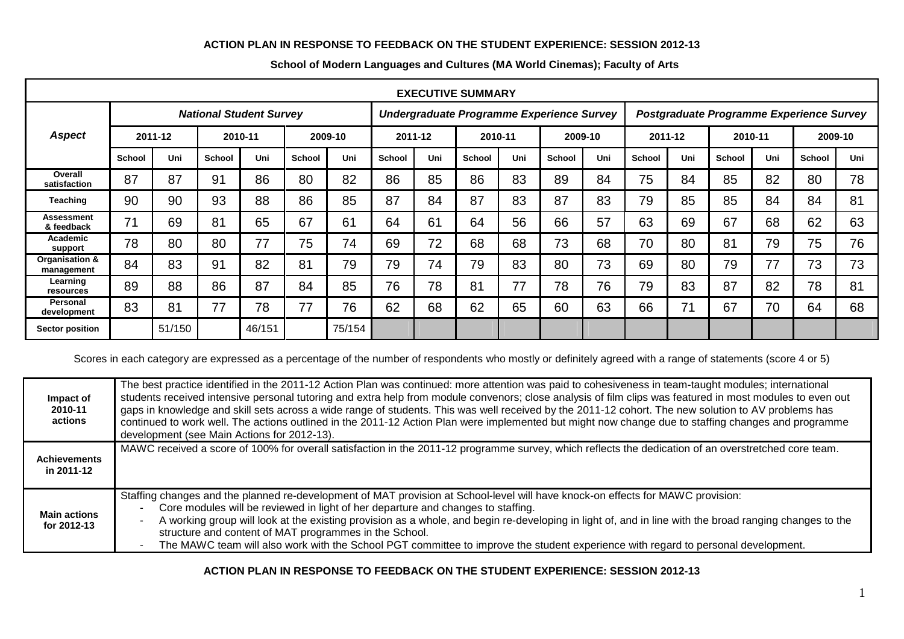**ACTION PLAN IN RESPONSE TO FEEDBACK ON THE STUDENT EXPERIENCE: SESSION 2012-13**

**School of Modern Languages and Cultures (MA World Cinemas); Faculty of Arts**

| **EXECUTIVE SUMMARY** | | | | | | | | | | | | | | | | | | |
|---|---|---|---|---|---|---|---|---|---|---|---|---|---|---|---|---|---|---|
| ***Aspect*** | ***National Student Survey*** | | | | | | ***Undergraduate Programme Experience Survey*** | | | | | | ***Postgraduate Programme Experience Survey*** | | | | | |
| | **2011-12** | | **2010-11** | | **2009-10** | | **2011-12** | | **2010-11** | | **2009-10** | | **2011-12** | | **2010-11** | | **2009-10** | |
| | **School** | **Uni** | **School** | **Uni** | **School** | **Uni** | **School** | **Uni** | **School** | **Uni** | **School** | **Uni** | **School** | **Uni** | **School** | **Uni** | **School** | **Uni** |
| **Overall satisfaction** | 87 | 87 | 91 | 86 | 80 | 82 | 86 | 85 | 86 | 83 | 89 | 84 | 75 | 84 | 85 | 82 | 80 | 78 |
| **Teaching** | 90 | 90 | 93 | 88 | 86 | 85 | 87 | 84 | 87 | 83 | 87 | 83 | 79 | 85 | 85 | 84 | 84 | 81 |
| **Assessment & feedback** | 71 | 69 | 81 | 65 | 67 | 61 | 64 | 61 | 64 | 56 | 66 | 57 | 63 | 69 | 67 | 68 | 62 | 63 |
| **Academic support** | 78 | 80 | 80 | 77 | 75 | 74 | 69 | 72 | 68 | 68 | 73 | 68 | 70 | 80 | 81 | 79 | 75 | 76 |
| **Organisation & management** | 84 | 83 | 91 | 82 | 81 | 79 | 79 | 74 | 79 | 83 | 80 | 73 | 69 | 80 | 79 | 77 | 73 | 73 |
| **Learning resources** | 89 | 88 | 86 | 87 | 84 | 85 | 76 | 78 | 81 | 77 | 78 | 76 | 79 | 83 | 87 | 82 | 78 | 81 |
| **Personal development** | 83 | 81 | 77 | 78 | 77 | 76 | 62 | 68 | 62 | 65 | 60 | 63 | 66 | 71 | 67 | 70 | 64 | 68 |
| **Sector position** | | 51/150 | | 46/151 | | 75/154 | | | | | | | | | | | | |

Scores in each category are expressed as a percentage of the number of respondents who mostly or definitely agreed with a range of statements (score 4 or 5)

| | |
|---|---|
| **Impact of 2010-11 actions** | The best practice identified in the 2011-12 Action Plan was continued: more attention was paid to cohesiveness in team-taught modules; international students received intensive personal tutoring and extra help from module convenors; close analysis of film clips was featured in most modules to even out gaps in knowledge and skill sets across a wide range of students. This was well received by the 2011-12 cohort. The new solution to AV problems has continued to work well. The actions outlined in the 2011-12 Action Plan were implemented but might now change due to staffing changes and programme development (see Main Actions for 2012-13). |
| **Achievements in 2011-12** | MAWC received a score of 100% for overall satisfaction in the 2011-12 programme survey, which reflects the dedication of an overstretched core team. |
| **Main actions for 2012-13** | Staffing changes and the planned re-development of MAT provision at School-level will have knock-on effects for MAWC provision:<br>- Core modules will be reviewed in light of her departure and changes to staffing.<br>- A working group will look at the existing provision as a whole, and begin re-developing in light of, and in line with the broad ranging changes to the structure and content of MAT programmes in the School.<br>- The MAWC team will also work with the School PGT committee to improve the student experience with regard to personal development. |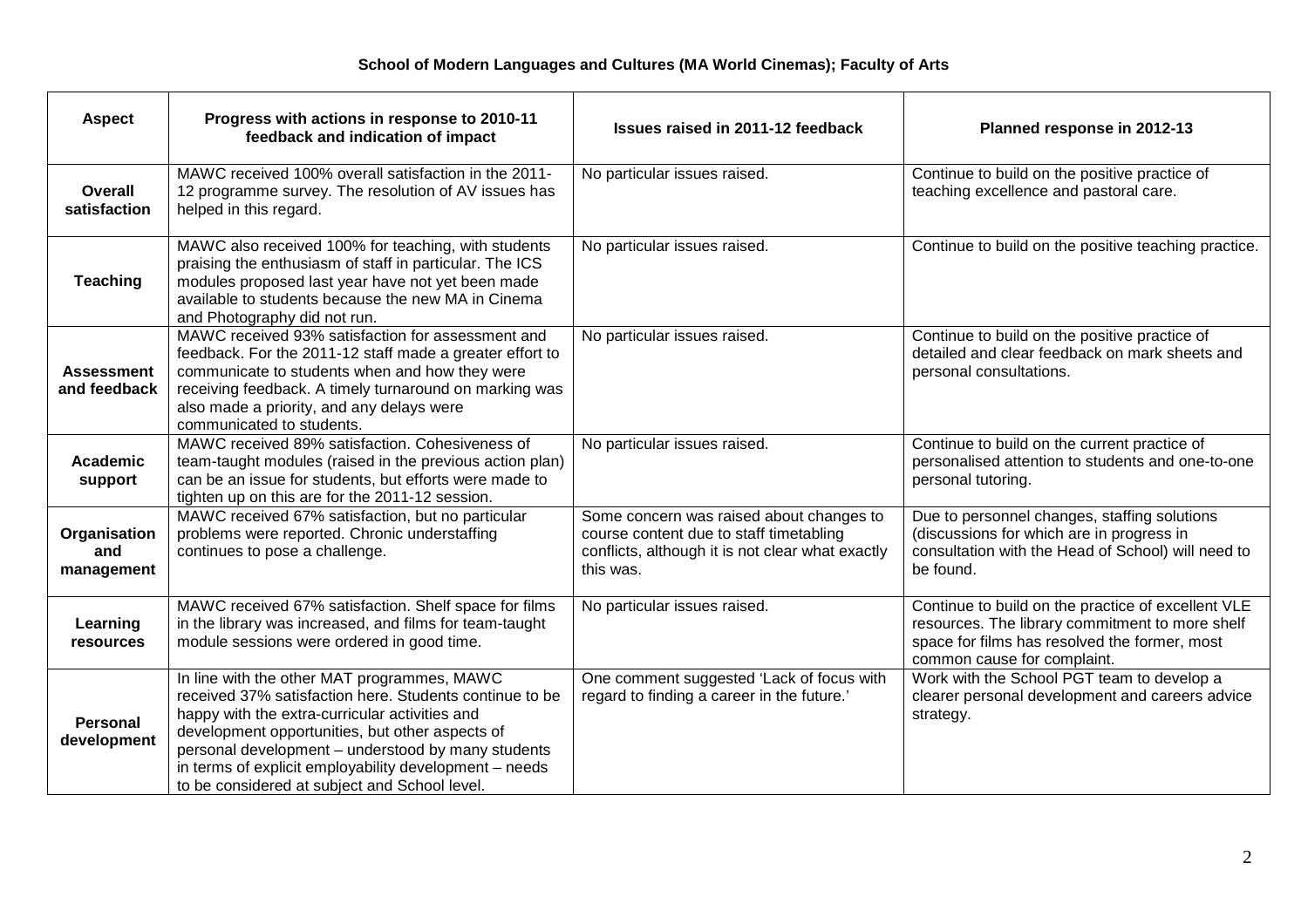**School of Modern Languages and Cultures (MA World Cinemas); Faculty of Arts**

| Aspect | Progress with actions in response to 2010-11 feedback and indication of impact | Issues raised in 2011-12 feedback | Planned response in 2012-13 |
|---|---|---|---|
| **Overall satisfaction** | MAWC received 100% overall satisfaction in the 2011-12 programme survey. The resolution of AV issues has helped in this regard. | No particular issues raised. | Continue to build on the positive practice of teaching excellence and pastoral care. |
| **Teaching** | MAWC also received 100% for teaching, with students praising the enthusiasm of staff in particular. The ICS modules proposed last year have not yet been made available to students because the new MA in Cinema and Photography did not run. | No particular issues raised. | Continue to build on the positive teaching practice. |
| **Assessment and feedback** | MAWC received 93% satisfaction for assessment and feedback. For the 2011-12 staff made a greater effort to communicate to students when and how they were receiving feedback. A timely turnaround on marking was also made a priority, and any delays were communicated to students. | No particular issues raised. | Continue to build on the positive practice of detailed and clear feedback on mark sheets and personal consultations. |
| **Academic support** | MAWC received 89% satisfaction. Cohesiveness of team-taught modules (raised in the previous action plan) can be an issue for students, but efforts were made to tighten up on this are for the 2011-12 session. | No particular issues raised. | Continue to build on the current practice of personalised attention to students and one-to-one personal tutoring. |
| **Organisation and management** | MAWC received 67% satisfaction, but no particular problems were reported. Chronic understaffing continues to pose a challenge. | Some concern was raised about changes to course content due to staff timetabling conflicts, although it is not clear what exactly this was. | Due to personnel changes, staffing solutions (discussions for which are in progress in consultation with the Head of School) will need to be found. |
| **Learning resources** | MAWC received 67% satisfaction. Shelf space for films in the library was increased, and films for team-taught module sessions were ordered in good time. | No particular issues raised. | Continue to build on the practice of excellent VLE resources. The library commitment to more shelf space for films has resolved the former, most common cause for complaint. |
| **Personal development** | In line with the other MAT programmes, MAWC received 37% satisfaction here. Students continue to be happy with the extra-curricular activities and development opportunities, but other aspects of personal development – understood by many students in terms of explicit employability development – needs to be considered at subject and School level. | One comment suggested 'Lack of focus with regard to finding a career in the future.' | Work with the School PGT team to develop a clearer personal development and careers advice strategy. |